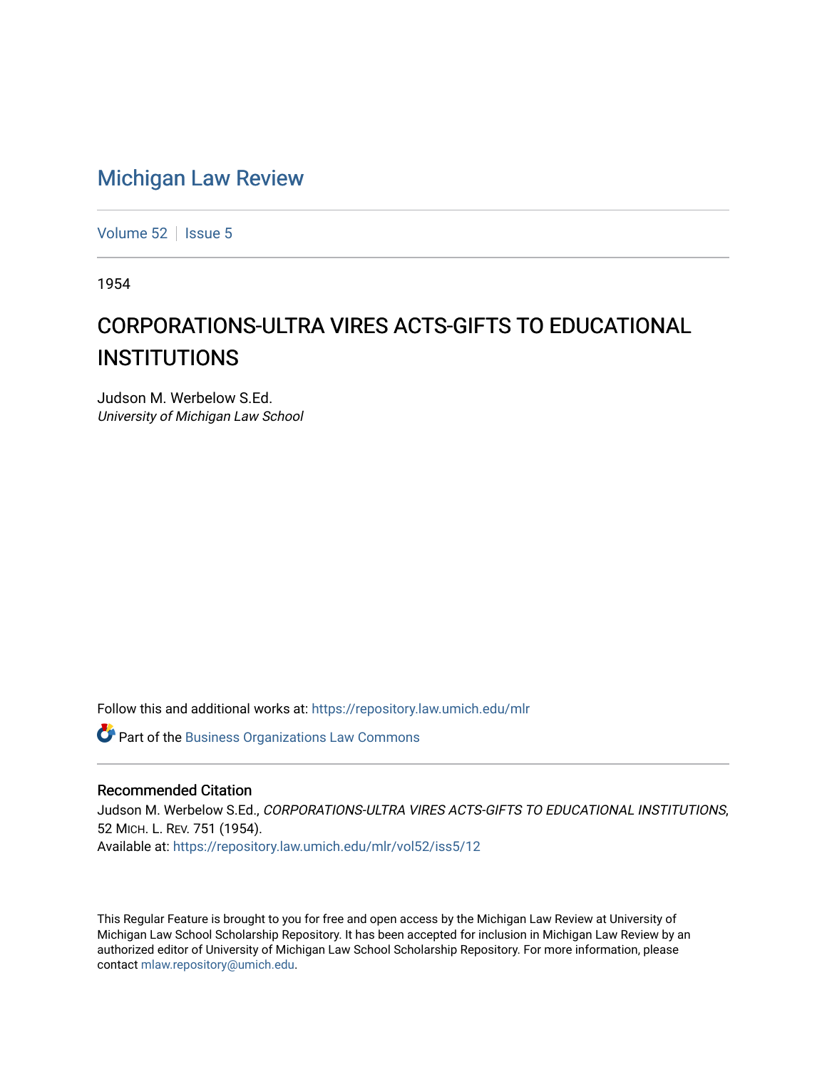# Michigan Law Review

Volume 52 | Issue 5

1954

## CORPORATIONS-ULTRA VIRES ACTS-GIFTS TO EDUCATIONAL INSTITUTIONS

Judson M. Werbelow S.Ed.
*University of Michigan Law School*

Follow this and additional works at: https://repository.law.umich.edu/mlr

Part of the Business Organizations Law Commons

### Recommended Citation

Judson M. Werbelow S.Ed., *CORPORATIONS-ULTRA VIRES ACTS-GIFTS TO EDUCATIONAL INSTITUTIONS*, 52 MICH. L. REV. 751 (1954).
Available at: https://repository.law.umich.edu/mlr/vol52/iss5/12

This Regular Feature is brought to you for free and open access by the Michigan Law Review at University of Michigan Law School Scholarship Repository. It has been accepted for inclusion in Michigan Law Review by an authorized editor of University of Michigan Law School Scholarship Repository. For more information, please contact mlaw.repository@umich.edu.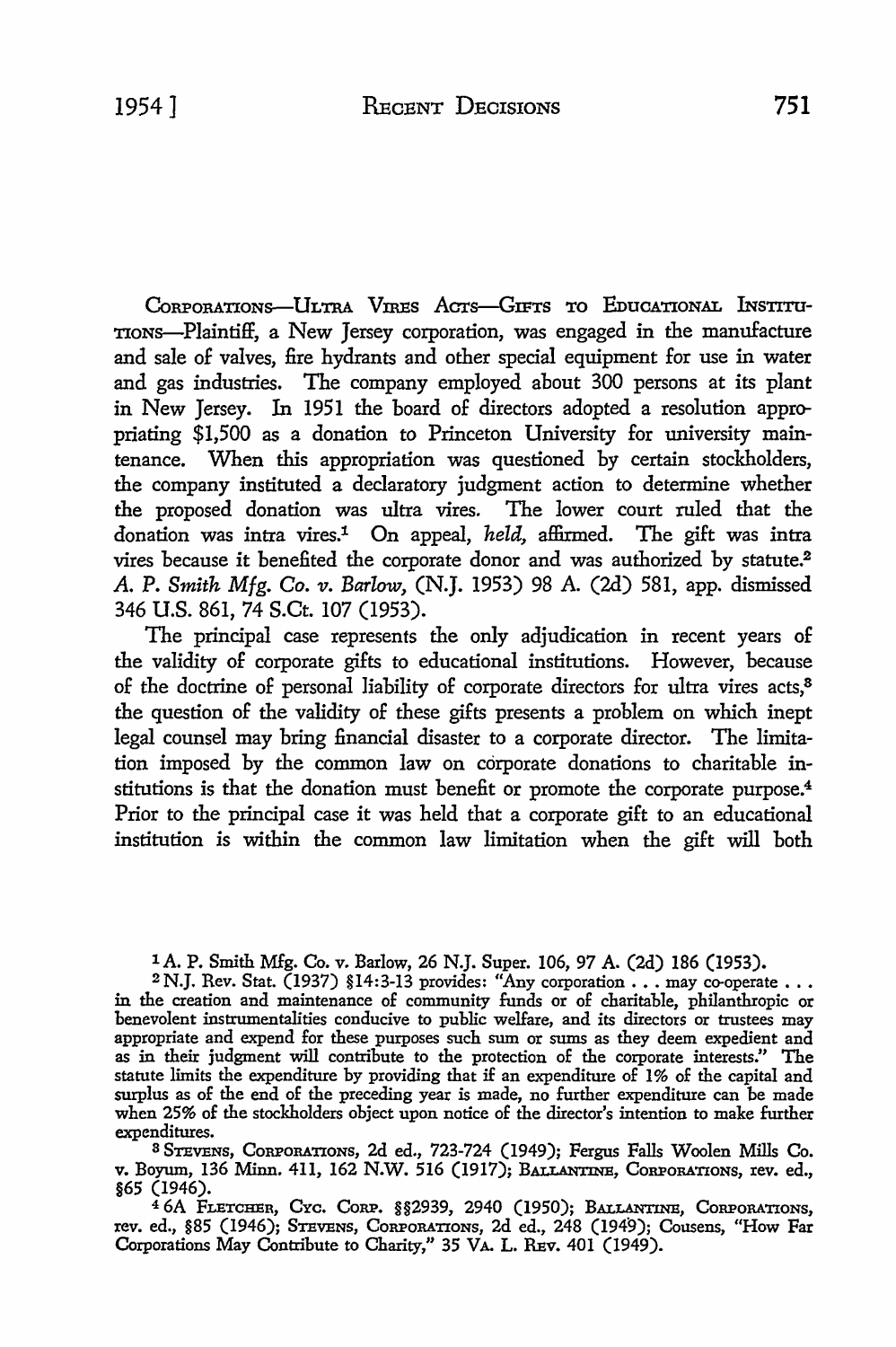CORPORATIONS—ULTRA VIRES ACTS—GIFTS TO EDUCATIONAL INSTITUTIONS—Plaintiff, a New Jersey corporation, was engaged in the manufacture and sale of valves, fire hydrants and other special equipment for use in water and gas industries. The company employed about 300 persons at its plant in New Jersey. In 1951 the board of directors adopted a resolution appropriating $1,500 as a donation to Princeton University for university maintenance. When this appropriation was questioned by certain stockholders, the company instituted a declaratory judgment action to determine whether the proposed donation was ultra vires. The lower court ruled that the donation was intra vires.[1] On appeal, *held,* affirmed. The gift was intra vires because it benefited the corporate donor and was authorized by statute.[2] *A. P. Smith Mfg. Co. v. Barlow,* (N.J. 1953) 98 A. (2d) 581, app. dismissed 346 U.S. 861, 74 S.Ct. 107 (1953).

The principal case represents the only adjudication in recent years of the validity of corporate gifts to educational institutions. However, because of the doctrine of personal liability of corporate directors for ultra vires acts,[3] the question of the validity of these gifts presents a problem on which inept legal counsel may bring financial disaster to a corporate director. The limitation imposed by the common law on corporate donations to charitable institutions is that the donation must benefit or promote the corporate purpose.[4] Prior to the principal case it was held that a corporate gift to an educational institution is within the common law limitation when the gift will both

---

[1] A. P. Smith Mfg. Co. v. Barlow, 26 N.J. Super. 106, 97 A. (2d) 186 (1953).

[2] N.J. Rev. Stat. (1937) §14:3-13 provides: "Any corporation . . . may co-operate . . . in the creation and maintenance of community funds or of charitable, philanthropic or benevolent instrumentalities conducive to public welfare, and its directors or trustees may appropriate and expend for these purposes such sum or sums as they deem expedient and as in their judgment will contribute to the protection of the corporate interests." The statute limits the expenditure by providing that if an expenditure of 1% of the capital and surplus as of the end of the preceding year is made, no further expenditure can be made when 25% of the stockholders object upon notice of the director's intention to make further expenditures.

[3] STEVENS, CORPORATIONS, 2d ed., 723-724 (1949); Fergus Falls Woolen Mills Co. v. Boyum, 136 Minn. 411, 162 N.W. 516 (1917); BALLANTINE, CORPORATIONS, rev. ed., §65 (1946).

[4] 6A FLETCHER, CYC. CORP. §§2939, 2940 (1950); BALLANTINE, CORPORATIONS, rev. ed., §85 (1946); STEVENS, CORPORATIONS, 2d ed., 248 (1949); Cousens, "How Far Corporations May Contribute to Charity," 35 VA. L. REV. 401 (1949).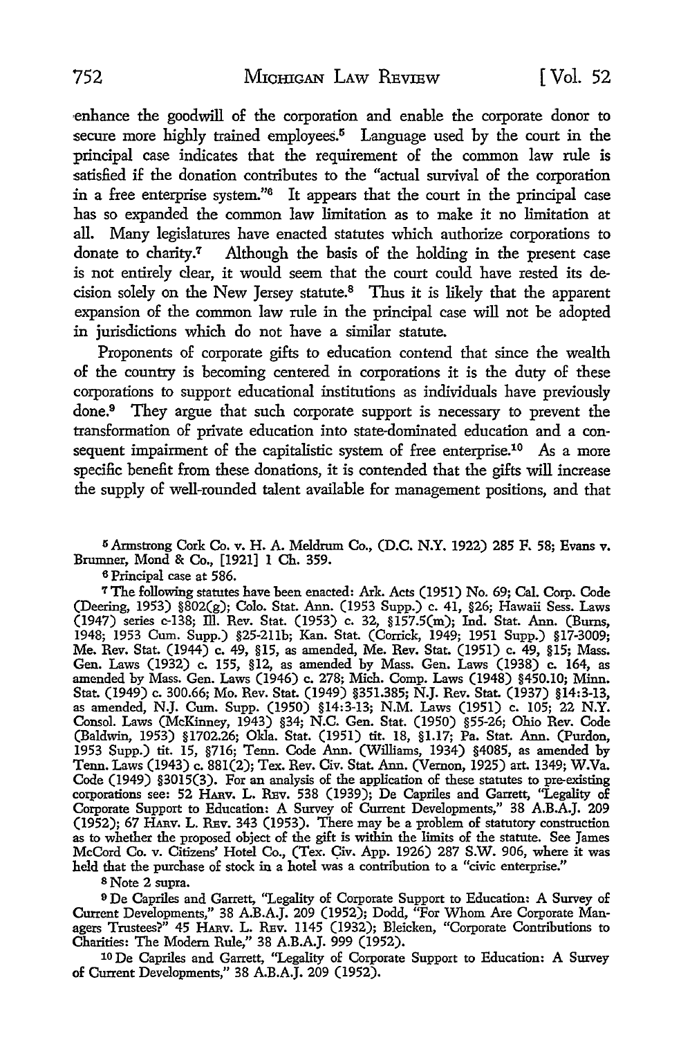enhance the goodwill of the corporation and enable the corporate donor to secure more highly trained employees.[5] Language used by the court in the principal case indicates that the requirement of the common law rule is satisfied if the donation contributes to the "actual survival of the corporation in a free enterprise system."[6] It appears that the court in the principal case has so expanded the common law limitation as to make it no limitation at all. Many legislatures have enacted statutes which authorize corporations to donate to charity.[7] Although the basis of the holding in the present case is not entirely clear, it would seem that the court could have rested its decision solely on the New Jersey statute.[8] Thus it is likely that the apparent expansion of the common law rule in the principal case will not be adopted in jurisdictions which do not have a similar statute.

Proponents of corporate gifts to education contend that since the wealth of the country is becoming centered in corporations it is the duty of these corporations to support educational institutions as individuals have previously done.[9] They argue that such corporate support is necessary to prevent the transformation of private education into state-dominated education and a consequent impairment of the capitalistic system of free enterprise.[10] As a more specific benefit from these donations, it is contended that the gifts will increase the supply of well-rounded talent available for management positions, and that

---

[5] Armstrong Cork Co. v. H. A. Meldrum Co., (D.C. N.Y. 1922) 285 F. 58; Evans v. Brunner, Mond & Co., [1921] 1 Ch. 359.

[6] Principal case at 586.

[7] The following statutes have been enacted: Ark. Acts (1951) No. 69; Cal. Corp. Code (Deering, 1953) §802(g); Colo. Stat. Ann. (1953 Supp.) c. 41, §26; Hawaii Sess. Laws (1947) series c-138; Ill. Rev. Stat. (1953) c. 32, §157.5(m); Ind. Stat. Ann. (Burns, 1948; 1953 Cum. Supp.) §25-211b; Kan. Stat. (Corrick, 1949; 1951 Supp.) §17-3009; Me. Rev. Stat. (1944) c. 49, §15, as amended, Me. Rev. Stat. (1951) c. 49, §15; Mass. Gen. Laws (1932) c. 155, §12, as amended by Mass. Gen. Laws (1938) c. 164, as amended by Mass. Gen. Laws (1946) c. 278; Mich. Comp. Laws (1948) §450.10; Minn. Stat. (1949) c. 300.66; Mo. Rev. Stat. (1949) §351.385; N.J. Rev. Stat. (1937) §14:3-13, as amended, N.J. Cum. Supp. (1950) §14:3-13; N.M. Laws (1951) c. 105; 22 N.Y. Consol. Laws (McKinney, 1943) §34; N.C. Gen. Stat. (1950) §55-26; Ohio Rev. Code (Baldwin, 1953) §1702.26; Okla. Stat. (1951) tit. 18, §1.17; Pa. Stat. Ann. (Purdon, 1953 Supp.) tit. 15, §716; Tenn. Code Ann. (Williams, 1934) §4085, as amended by Tenn. Laws (1943) c. 881(2); Tex. Rev. Civ. Stat. Ann. (Vernon, 1925) art. 1349; W.Va. Code (1949) §3015(3). For an analysis of the application of these statutes to pre-existing corporations see: 52 Harv. L. Rev. 538 (1939); De Capriles and Garrett, "Legality of Corporate Support to Education: A Survey of Current Developments," 38 A.B.A.J. 209 (1952); 67 Harv. L. Rev. 343 (1953). There may be a problem of statutory construction as to whether the proposed object of the gift is within the limits of the statute. See James McCord Co. v. Citizens' Hotel Co., (Tex. Civ. App. 1926) 287 S.W. 906, where it was held that the purchase of stock in a hotel was a contribution to a "civic enterprise."

[8] Note 2 supra.

[9] De Capriles and Garrett, "Legality of Corporate Support to Education: A Survey of Current Developments," 38 A.B.A.J. 209 (1952); Dodd, "For Whom Are Corporate Managers Trustees?" 45 Harv. L. Rev. 1145 (1932); Bleicken, "Corporate Contributions to Charities: The Modern Rule," 38 A.B.A.J. 999 (1952).

[10] De Capriles and Garrett, "Legality of Corporate Support to Education: A Survey of Current Developments," 38 A.B.A.J. 209 (1952).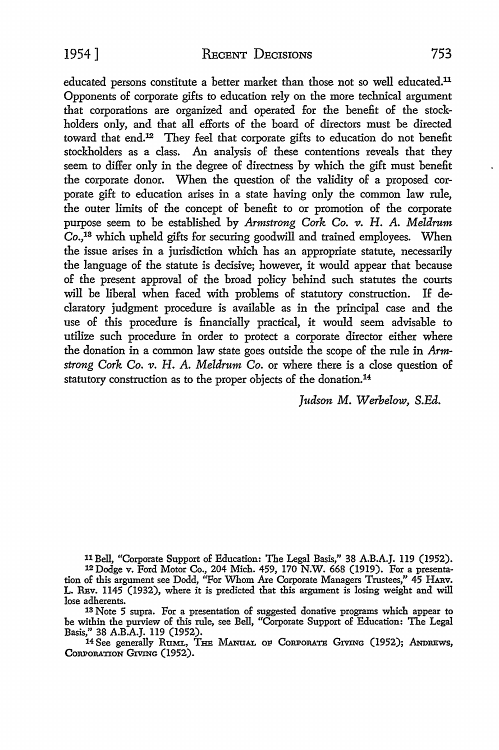educated persons constitute a better market than those not so well educated.[11] Opponents of corporate gifts to education rely on the more technical argument that corporations are organized and operated for the benefit of the stockholders only, and that all efforts of the board of directors must be directed toward that end.[12] They feel that corporate gifts to education do not benefit stockholders as a class. An analysis of these contentions reveals that they seem to differ only in the degree of directness by which the gift must benefit the corporate donor. When the question of the validity of a proposed corporate gift to education arises in a state having only the common law rule, the outer limits of the concept of benefit to or promotion of the corporate purpose seem to be established by *Armstrong Cork Co. v. H. A. Meldrum Co.*,[13] which upheld gifts for securing goodwill and trained employees. When the issue arises in a jurisdiction which has an appropriate statute, necessarily the language of the statute is decisive; however, it would appear that because of the present approval of the broad policy behind such statutes the courts will be liberal when faced with problems of statutory construction. If declaratory judgment procedure is available as in the principal case and the use of this procedure is financially practical, it would seem advisable to utilize such procedure in order to protect a corporate director either where the donation in a common law state goes outside the scope of the rule in *Armstrong Cork Co. v. H. A. Meldrum Co.* or where there is a close question of statutory construction as to the proper objects of the donation.[14]

*Judson M. Werbelow, S.Ed.*

---

[11] Bell, "Corporate Support of Education: The Legal Basis," 38 A.B.A.J. 119 (1952).

[12] Dodge v. Ford Motor Co., 204 Mich. 459, 170 N.W. 668 (1919). For a presentation of this argument see Dodd, "For Whom Are Corporate Managers Trustees," 45 Harv. L. Rev. 1145 (1932), where it is predicted that this argument is losing weight and will lose adherents.

[13] Note 5 supra. For a presentation of suggested donative programs which appear to be within the purview of this rule, see Bell, "Corporate Support of Education: The Legal Basis," 38 A.B.A.J. 119 (1952).

[14] See generally Ruml, The Manual of Corporate Giving (1952); Andrews, Corporation Giving (1952).